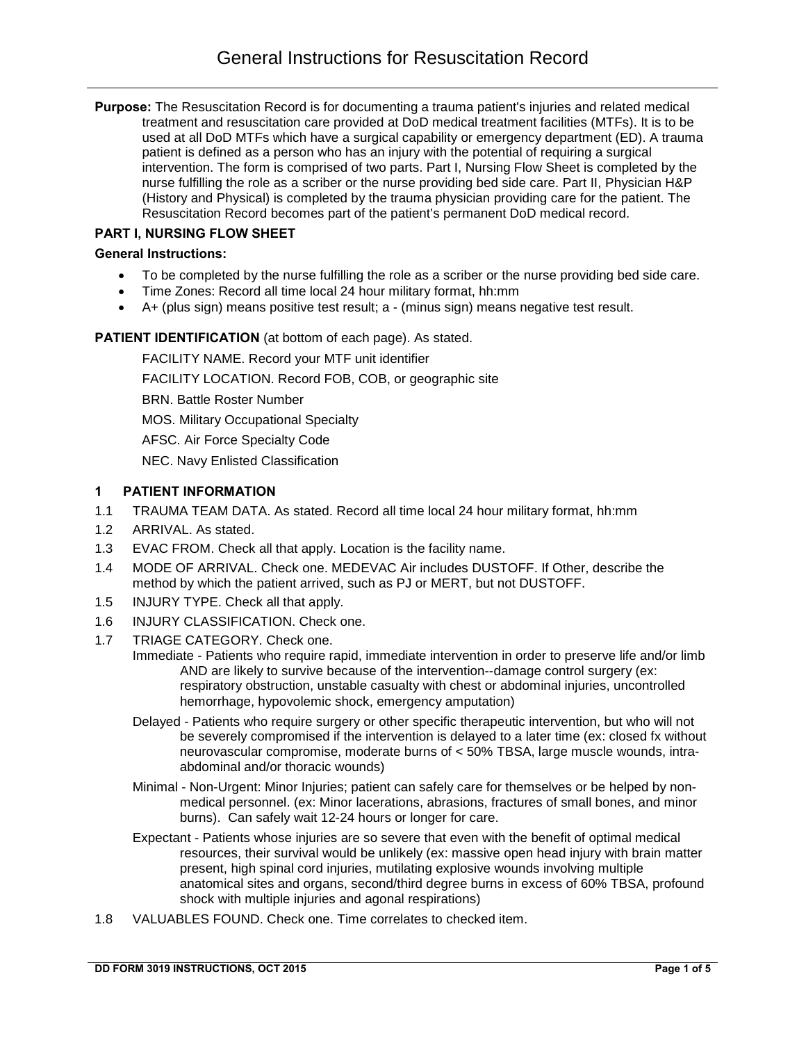# General Instructions for Resuscitation Record

**Purpose:** The Resuscitation Record is for documenting a trauma patient's injuries and related medical treatment and resuscitation care provided at DoD medical treatment facilities (MTFs). It is to be used at all DoD MTFs which have a surgical capability or emergency department (ED). A trauma patient is defined as a person who has an injury with the potential of requiring a surgical intervention. The form is comprised of two parts. Part I, Nursing Flow Sheet is completed by the nurse fulfilling the role as a scriber or the nurse providing bed side care. Part II, Physician H&P (History and Physical) is completed by the trauma physician providing care for the patient. The Resuscitation Record becomes part of the patient's permanent DoD medical record.

## PART I, NURSING FLOW SHEET

### General Instructions:

- To be completed by the nurse fulfilling the role as a scriber or the nurse providing bed side care.
- Time Zones: Record all time local 24 hour military format, hh:mm
- A+ (plus sign) means positive test result; a - (minus sign) means negative test result.

**PATIENT IDENTIFICATION** (at bottom of each page). As stated.

FACILITY NAME. Record your MTF unit identifier

FACILITY LOCATION. Record FOB, COB, or geographic site

BRN. Battle Roster Number

MOS. Military Occupational Specialty

AFSC. Air Force Specialty Code

NEC. Navy Enlisted Classification

### 1 PATIENT INFORMATION

1.1 TRAUMA TEAM DATA. As stated. Record all time local 24 hour military format, hh:mm

1.2 ARRIVAL. As stated.

1.3 EVAC FROM. Check all that apply. Location is the facility name.

1.4 MODE OF ARRIVAL. Check one. MEDEVAC Air includes DUSTOFF. If Other, describe the method by which the patient arrived, such as PJ or MERT, but not DUSTOFF.

1.5 INJURY TYPE. Check all that apply.

1.6 INJURY CLASSIFICATION. Check one.

1.7 TRIAGE CATEGORY. Check one.

Immediate - Patients who require rapid, immediate intervention in order to preserve life and/or limb AND are likely to survive because of the intervention--damage control surgery (ex: respiratory obstruction, unstable casualty with chest or abdominal injuries, uncontrolled hemorrhage, hypovolemic shock, emergency amputation)

Delayed - Patients who require surgery or other specific therapeutic intervention, but who will not be severely compromised if the intervention is delayed to a later time (ex: closed fx without neurovascular compromise, moderate burns of < 50% TBSA, large muscle wounds, intra-abdominal and/or thoracic wounds)

Minimal - Non-Urgent: Minor Injuries; patient can safely care for themselves or be helped by non-medical personnel. (ex: Minor lacerations, abrasions, fractures of small bones, and minor burns). Can safely wait 12-24 hours or longer for care.

Expectant - Patients whose injuries are so severe that even with the benefit of optimal medical resources, their survival would be unlikely (ex: massive open head injury with brain matter present, high spinal cord injuries, mutilating explosive wounds involving multiple anatomical sites and organs, second/third degree burns in excess of 60% TBSA, profound shock with multiple injuries and agonal respirations)

1.8 VALUABLES FOUND. Check one. Time correlates to checked item.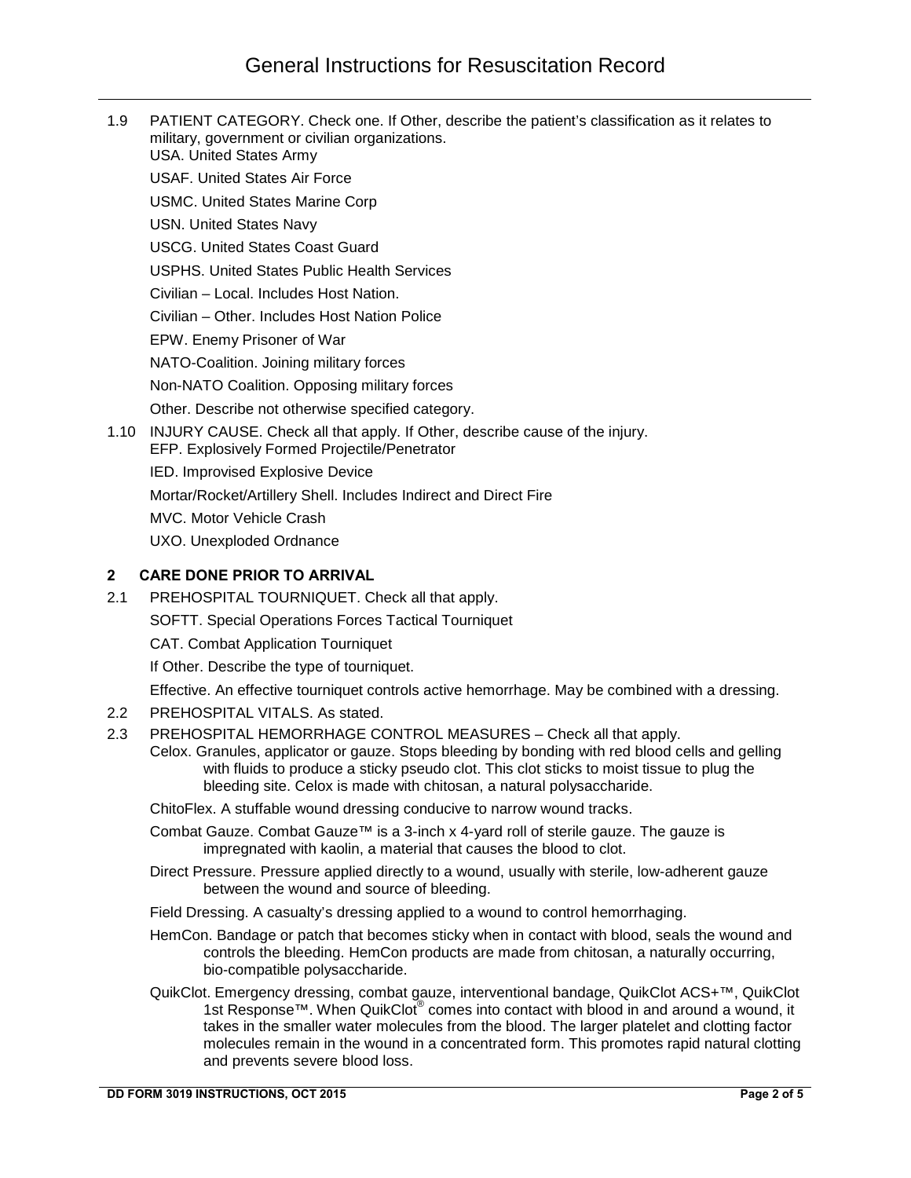1.9 PATIENT CATEGORY. Check one. If Other, describe the patient's classification as it relates to military, government or civilian organizations.

USA. United States Army

USAF. United States Air Force

USMC. United States Marine Corp

USN. United States Navy

USCG. United States Coast Guard

USPHS. United States Public Health Services

Civilian – Local. Includes Host Nation.

Civilian – Other. Includes Host Nation Police

EPW. Enemy Prisoner of War

NATO-Coalition. Joining military forces

Non-NATO Coalition. Opposing military forces

Other. Describe not otherwise specified category.

1.10 INJURY CAUSE. Check all that apply. If Other, describe cause of the injury.

EFP. Explosively Formed Projectile/Penetrator

IED. Improvised Explosive Device

Mortar/Rocket/Artillery Shell. Includes Indirect and Direct Fire

MVC. Motor Vehicle Crash

UXO. Unexploded Ordnance

## 2 CARE DONE PRIOR TO ARRIVAL

2.1 PREHOSPITAL TOURNIQUET. Check all that apply.

SOFTT. Special Operations Forces Tactical Tourniquet

CAT. Combat Application Tourniquet

If Other. Describe the type of tourniquet.

Effective. An effective tourniquet controls active hemorrhage. May be combined with a dressing.

2.2 PREHOSPITAL VITALS. As stated.

2.3 PREHOSPITAL HEMORRHAGE CONTROL MEASURES – Check all that apply.

Celox. Granules, applicator or gauze. Stops bleeding by bonding with red blood cells and gelling with fluids to produce a sticky pseudo clot. This clot sticks to moist tissue to plug the bleeding site. Celox is made with chitosan, a natural polysaccharide.

ChitoFlex. A stuffable wound dressing conducive to narrow wound tracks.

Combat Gauze. Combat Gauze™ is a 3-inch x 4-yard roll of sterile gauze. The gauze is impregnated with kaolin, a material that causes the blood to clot.

Direct Pressure. Pressure applied directly to a wound, usually with sterile, low-adherent gauze between the wound and source of bleeding.

Field Dressing. A casualty's dressing applied to a wound to control hemorrhaging.

HemCon. Bandage or patch that becomes sticky when in contact with blood, seals the wound and controls the bleeding. HemCon products are made from chitosan, a naturally occurring, bio-compatible polysaccharide.

QuikClot. Emergency dressing, combat gauze, interventional bandage, QuikClot ACS+™, QuikClot 1st Response™. When QuikClot® comes into contact with blood in and around a wound, it takes in the smaller water molecules from the blood. The larger platelet and clotting factor molecules remain in the wound in a concentrated form. This promotes rapid natural clotting and prevents severe blood loss.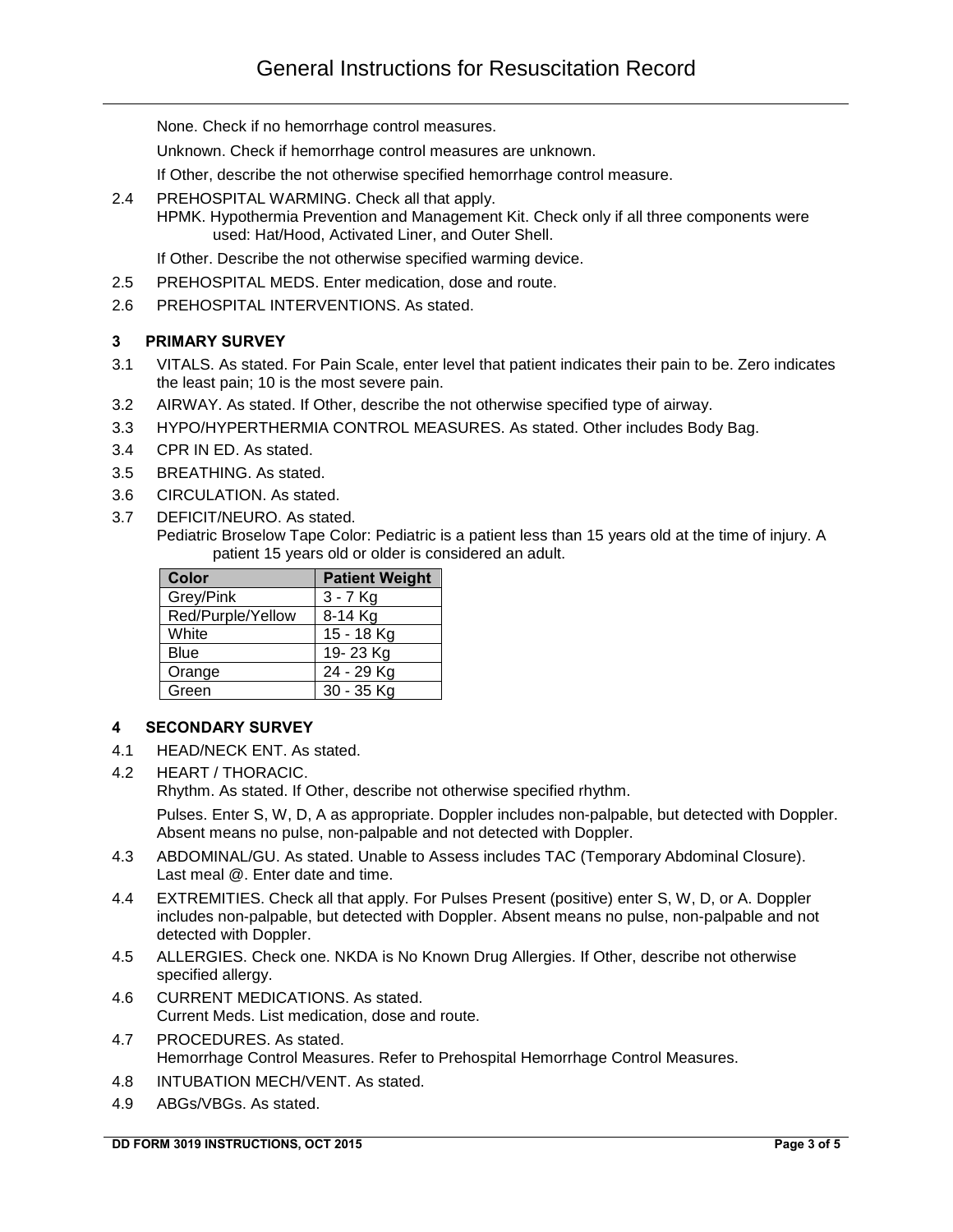None. Check if no hemorrhage control measures.

Unknown. Check if hemorrhage control measures are unknown.

If Other, describe the not otherwise specified hemorrhage control measure.

2.4 PREHOSPITAL WARMING. Check all that apply.
HPMK. Hypothermia Prevention and Management Kit. Check only if all three components were used: Hat/Hood, Activated Liner, and Outer Shell.

If Other. Describe the not otherwise specified warming device.

2.5 PREHOSPITAL MEDS. Enter medication, dose and route.

2.6 PREHOSPITAL INTERVENTIONS. As stated.

## 3 PRIMARY SURVEY

3.1 VITALS. As stated. For Pain Scale, enter level that patient indicates their pain to be. Zero indicates the least pain; 10 is the most severe pain.

3.2 AIRWAY. As stated. If Other, describe the not otherwise specified type of airway.

3.3 HYPO/HYPERTHERMIA CONTROL MEASURES. As stated. Other includes Body Bag.

3.4 CPR IN ED. As stated.

3.5 BREATHING. As stated.

3.6 CIRCULATION. As stated.

3.7 DEFICIT/NEURO. As stated.
Pediatric Broselow Tape Color: Pediatric is a patient less than 15 years old at the time of injury. A patient 15 years old or older is considered an adult.

| Color | Patient Weight |
|---|---|
| Grey/Pink | 3 - 7 Kg |
| Red/Purple/Yellow | 8-14 Kg |
| White | 15 - 18 Kg |
| Blue | 19- 23 Kg |
| Orange | 24 - 29 Kg |
| Green | 30 - 35 Kg |

## 4 SECONDARY SURVEY

4.1 HEAD/NECK ENT. As stated.

4.2 HEART / THORACIC.
Rhythm. As stated. If Other, describe not otherwise specified rhythm.

Pulses. Enter S, W, D, A as appropriate. Doppler includes non-palpable, but detected with Doppler. Absent means no pulse, non-palpable and not detected with Doppler.

4.3 ABDOMINAL/GU. As stated. Unable to Assess includes TAC (Temporary Abdominal Closure).
Last meal @. Enter date and time.

4.4 EXTREMITIES. Check all that apply. For Pulses Present (positive) enter S, W, D, or A. Doppler includes non-palpable, but detected with Doppler. Absent means no pulse, non-palpable and not detected with Doppler.

4.5 ALLERGIES. Check one. NKDA is No Known Drug Allergies. If Other, describe not otherwise specified allergy.

4.6 CURRENT MEDICATIONS. As stated.
Current Meds. List medication, dose and route.

4.7 PROCEDURES. As stated.
Hemorrhage Control Measures. Refer to Prehospital Hemorrhage Control Measures.

4.8 INTUBATION MECH/VENT. As stated.

4.9 ABGs/VBGs. As stated.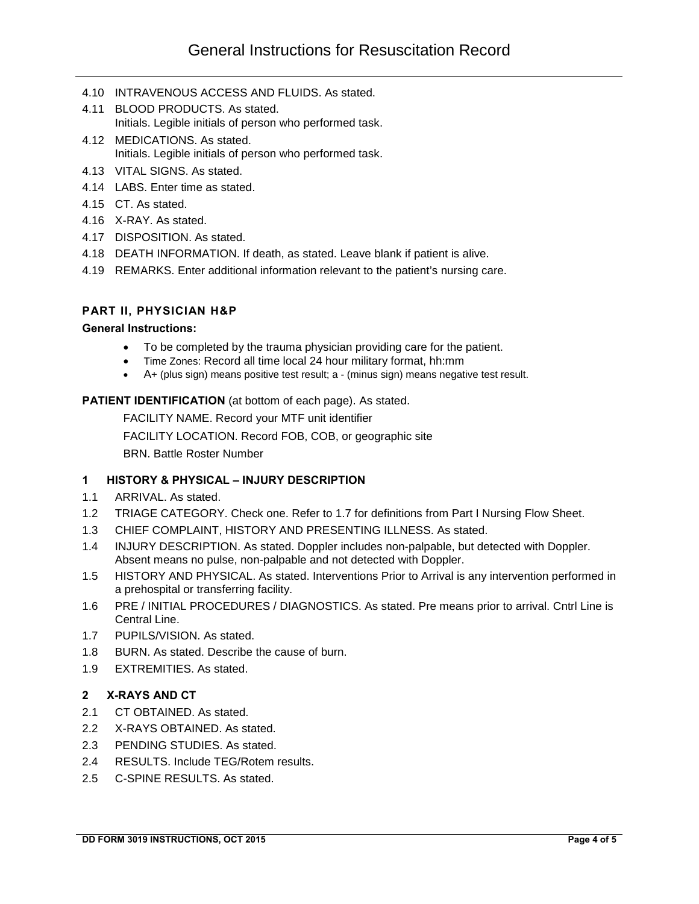4.10 INTRAVENOUS ACCESS AND FLUIDS. As stated.

4.11 BLOOD PRODUCTS. As stated.
Initials. Legible initials of person who performed task.

4.12 MEDICATIONS. As stated.
Initials. Legible initials of person who performed task.

4.13 VITAL SIGNS. As stated.

4.14 LABS. Enter time as stated.

4.15 CT. As stated.

4.16 X-RAY. As stated.

4.17 DISPOSITION. As stated.

4.18 DEATH INFORMATION. If death, as stated. Leave blank if patient is alive.

4.19 REMARKS. Enter additional information relevant to the patient's nursing care.

## PART II, PHYSICIAN H&P

**General Instructions:**

- To be completed by the trauma physician providing care for the patient.
- Time Zones: Record all time local 24 hour military format, hh:mm
- A+ (plus sign) means positive test result; a - (minus sign) means negative test result.

**PATIENT IDENTIFICATION** (at bottom of each page). As stated.

FACILITY NAME. Record your MTF unit identifier

FACILITY LOCATION. Record FOB, COB, or geographic site

BRN. Battle Roster Number

### 1 HISTORY & PHYSICAL – INJURY DESCRIPTION

1.1 ARRIVAL. As stated.

1.2 TRIAGE CATEGORY. Check one. Refer to 1.7 for definitions from Part I Nursing Flow Sheet.

1.3 CHIEF COMPLAINT, HISTORY AND PRESENTING ILLNESS. As stated.

1.4 INJURY DESCRIPTION. As stated. Doppler includes non-palpable, but detected with Doppler. Absent means no pulse, non-palpable and not detected with Doppler.

1.5 HISTORY AND PHYSICAL. As stated. Interventions Prior to Arrival is any intervention performed in a prehospital or transferring facility.

1.6 PRE / INITIAL PROCEDURES / DIAGNOSTICS. As stated. Pre means prior to arrival. Cntrl Line is Central Line.

1.7 PUPILS/VISION. As stated.

1.8 BURN. As stated. Describe the cause of burn.

1.9 EXTREMITIES. As stated.

### 2 X-RAYS AND CT

2.1 CT OBTAINED. As stated.

2.2 X-RAYS OBTAINED. As stated.

2.3 PENDING STUDIES. As stated.

2.4 RESULTS. Include TEG/Rotem results.

2.5 C-SPINE RESULTS. As stated.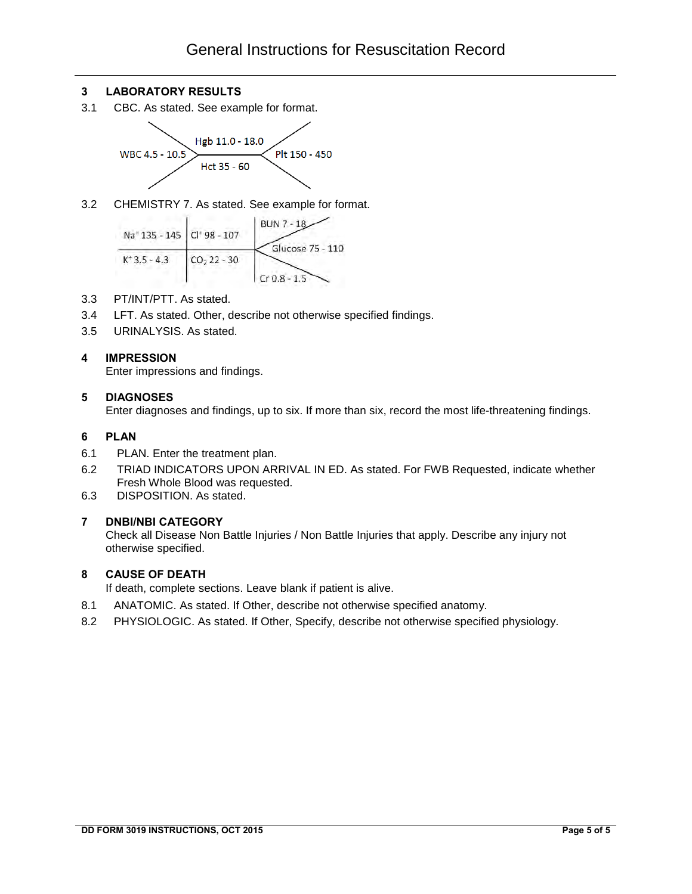## 3 LABORATORY RESULTS

3.1 CBC. As stated. See example for format.

Hgb 11.0 - 18.0
WBC 4.5 - 10.5
Plt 150 - 450
Hct 35 - 60

3.2 CHEMISTRY 7. As stated. See example for format.

$Na^+$ 135 - 145
$Cl^-$ 98 - 107
BUN 7 - 18
Glucose 75 - 110
$K^+$ 3.5 - 4.3
$CO_2$ 22 - 30
Cr 0.8 - 1.5

3.3 PT/INT/PTT. As stated.

3.4 LFT. As stated. Other, describe not otherwise specified findings.

3.5 URINALYSIS. As stated.

## 4 IMPRESSION

Enter impressions and findings.

## 5 DIAGNOSES

Enter diagnoses and findings, up to six. If more than six, record the most life-threatening findings.

## 6 PLAN

6.1 PLAN. Enter the treatment plan.

6.2 TRIAD INDICATORS UPON ARRIVAL IN ED. As stated. For FWB Requested, indicate whether Fresh Whole Blood was requested.

6.3 DISPOSITION. As stated.

## 7 DNBI/NBI CATEGORY

Check all Disease Non Battle Injuries / Non Battle Injuries that apply. Describe any injury not otherwise specified.

## 8 CAUSE OF DEATH

If death, complete sections. Leave blank if patient is alive.

8.1 ANATOMIC. As stated. If Other, describe not otherwise specified anatomy.

8.2 PHYSIOLOGIC. As stated. If Other, Specify, describe not otherwise specified physiology.